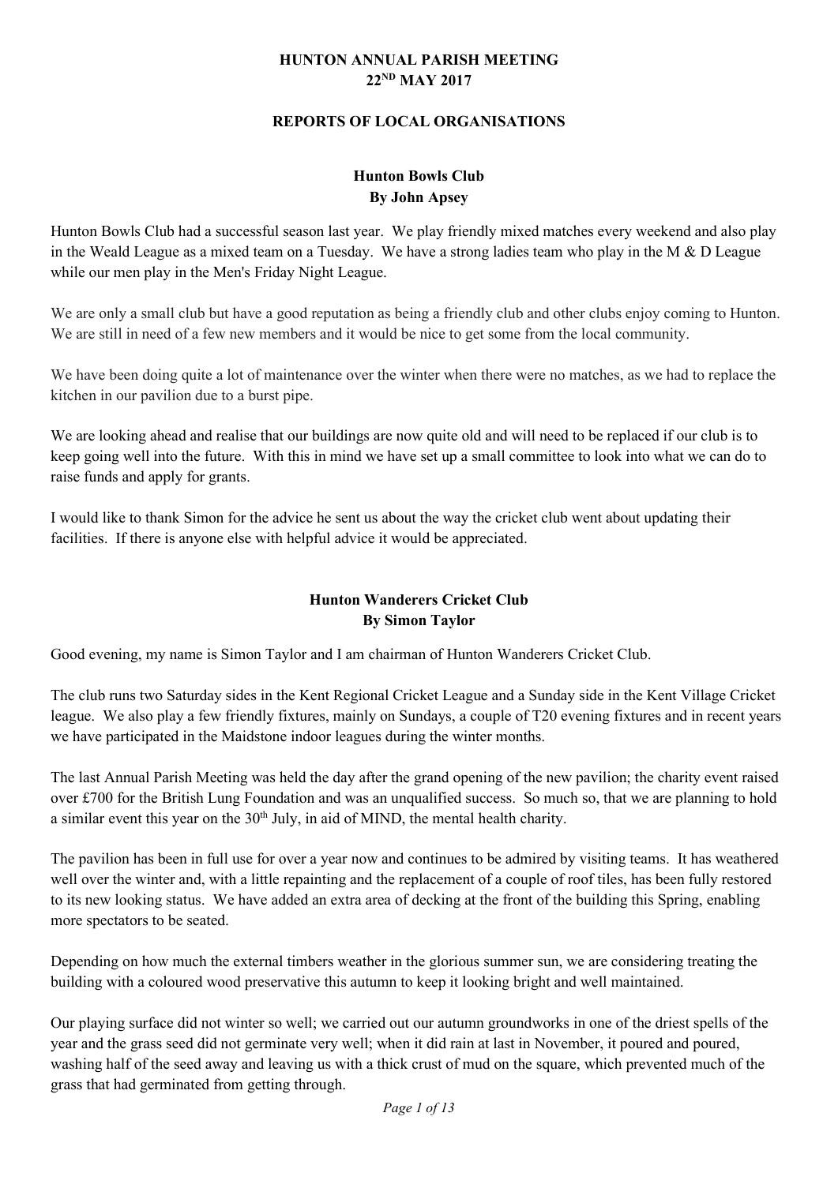# HUNTON ANNUAL PARISH MEETING
# 22ND MAY 2017

## REPORTS OF LOCAL ORGANISATIONS

### Hunton Bowls Club
**By John Apsey**

Hunton Bowls Club had a successful season last year. We play friendly mixed matches every weekend and also play in the Weald League as a mixed team on a Tuesday. We have a strong ladies team who play in the M & D League while our men play in the Men's Friday Night League.

We are only a small club but have a good reputation as being a friendly club and other clubs enjoy coming to Hunton. We are still in need of a few new members and it would be nice to get some from the local community.

We have been doing quite a lot of maintenance over the winter when there were no matches, as we had to replace the kitchen in our pavilion due to a burst pipe.

We are looking ahead and realise that our buildings are now quite old and will need to be replaced if our club is to keep going well into the future. With this in mind we have set up a small committee to look into what we can do to raise funds and apply for grants.

I would like to thank Simon for the advice he sent us about the way the cricket club went about updating their facilities. If there is anyone else with helpful advice it would be appreciated.

### Hunton Wanderers Cricket Club
**By Simon Taylor**

Good evening, my name is Simon Taylor and I am chairman of Hunton Wanderers Cricket Club.

The club runs two Saturday sides in the Kent Regional Cricket League and a Sunday side in the Kent Village Cricket league. We also play a few friendly fixtures, mainly on Sundays, a couple of T20 evening fixtures and in recent years we have participated in the Maidstone indoor leagues during the winter months.

The last Annual Parish Meeting was held the day after the grand opening of the new pavilion; the charity event raised over £700 for the British Lung Foundation and was an unqualified success. So much so, that we are planning to hold a similar event this year on the 30th July, in aid of MIND, the mental health charity.

The pavilion has been in full use for over a year now and continues to be admired by visiting teams. It has weathered well over the winter and, with a little repainting and the replacement of a couple of roof tiles, has been fully restored to its new looking status. We have added an extra area of decking at the front of the building this Spring, enabling more spectators to be seated.

Depending on how much the external timbers weather in the glorious summer sun, we are considering treating the building with a coloured wood preservative this autumn to keep it looking bright and well maintained.

Our playing surface did not winter so well; we carried out our autumn groundworks in one of the driest spells of the year and the grass seed did not germinate very well; when it did rain at last in November, it poured and poured, washing half of the seed away and leaving us with a thick crust of mud on the square, which prevented much of the grass that had germinated from getting through.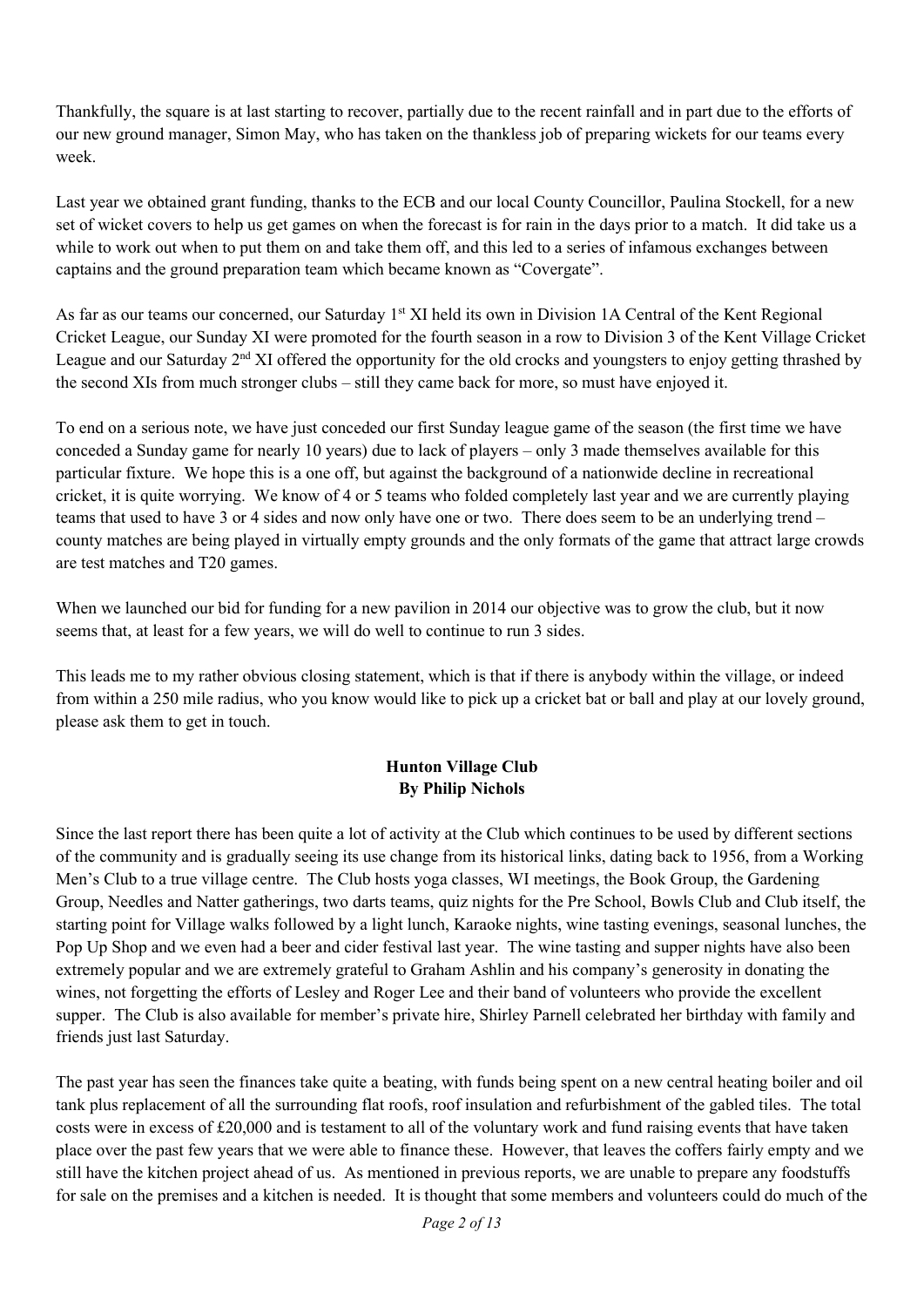Thankfully, the square is at last starting to recover, partially due to the recent rainfall and in part due to the efforts of our new ground manager, Simon May, who has taken on the thankless job of preparing wickets for our teams every week.

Last year we obtained grant funding, thanks to the ECB and our local County Councillor, Paulina Stockell, for a new set of wicket covers to help us get games on when the forecast is for rain in the days prior to a match. It did take us a while to work out when to put them on and take them off, and this led to a series of infamous exchanges between captains and the ground preparation team which became known as "Covergate".

As far as our teams our concerned, our Saturday 1st XI held its own in Division 1A Central of the Kent Regional Cricket League, our Sunday XI were promoted for the fourth season in a row to Division 3 of the Kent Village Cricket League and our Saturday 2nd XI offered the opportunity for the old crocks and youngsters to enjoy getting thrashed by the second XIs from much stronger clubs – still they came back for more, so must have enjoyed it.

To end on a serious note, we have just conceded our first Sunday league game of the season (the first time we have conceded a Sunday game for nearly 10 years) due to lack of players – only 3 made themselves available for this particular fixture. We hope this is a one off, but against the background of a nationwide decline in recreational cricket, it is quite worrying. We know of 4 or 5 teams who folded completely last year and we are currently playing teams that used to have 3 or 4 sides and now only have one or two. There does seem to be an underlying trend – county matches are being played in virtually empty grounds and the only formats of the game that attract large crowds are test matches and T20 games.

When we launched our bid for funding for a new pavilion in 2014 our objective was to grow the club, but it now seems that, at least for a few years, we will do well to continue to run 3 sides.

This leads me to my rather obvious closing statement, which is that if there is anybody within the village, or indeed from within a 250 mile radius, who you know would like to pick up a cricket bat or ball and play at our lovely ground, please ask them to get in touch.

## Hunton Village Club
### By Philip Nichols

Since the last report there has been quite a lot of activity at the Club which continues to be used by different sections of the community and is gradually seeing its use change from its historical links, dating back to 1956, from a Working Men's Club to a true village centre. The Club hosts yoga classes, WI meetings, the Book Group, the Gardening Group, Needles and Natter gatherings, two darts teams, quiz nights for the Pre School, Bowls Club and Club itself, the starting point for Village walks followed by a light lunch, Karaoke nights, wine tasting evenings, seasonal lunches, the Pop Up Shop and we even had a beer and cider festival last year. The wine tasting and supper nights have also been extremely popular and we are extremely grateful to Graham Ashlin and his company's generosity in donating the wines, not forgetting the efforts of Lesley and Roger Lee and their band of volunteers who provide the excellent supper. The Club is also available for member's private hire, Shirley Parnell celebrated her birthday with family and friends just last Saturday.

The past year has seen the finances take quite a beating, with funds being spent on a new central heating boiler and oil tank plus replacement of all the surrounding flat roofs, roof insulation and refurbishment of the gabled tiles. The total costs were in excess of £20,000 and is testament to all of the voluntary work and fund raising events that have taken place over the past few years that we were able to finance these. However, that leaves the coffers fairly empty and we still have the kitchen project ahead of us. As mentioned in previous reports, we are unable to prepare any foodstuffs for sale on the premises and a kitchen is needed. It is thought that some members and volunteers could do much of the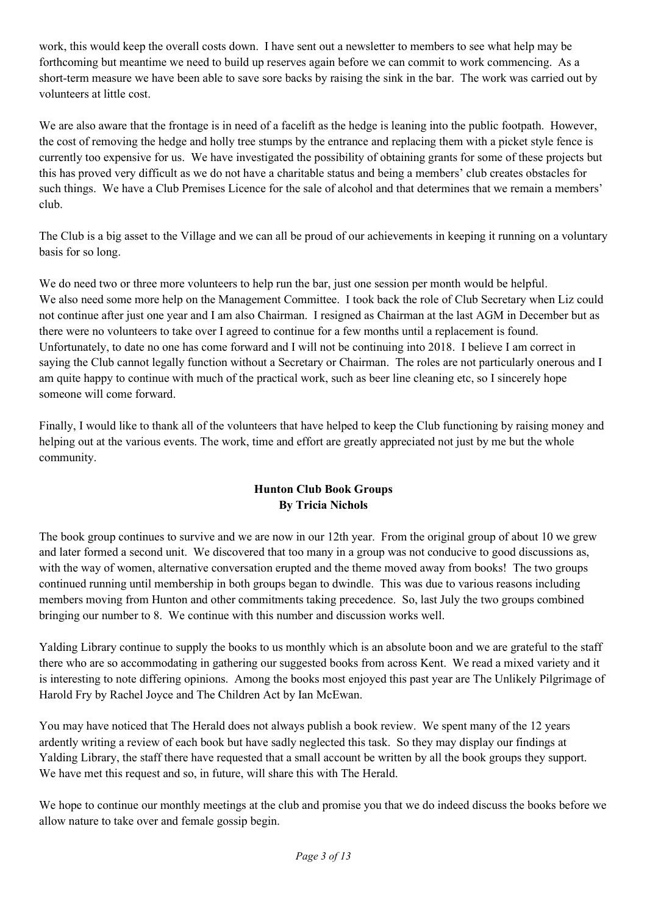work, this would keep the overall costs down. I have sent out a newsletter to members to see what help may be forthcoming but meantime we need to build up reserves again before we can commit to work commencing. As a short-term measure we have been able to save sore backs by raising the sink in the bar. The work was carried out by volunteers at little cost.

We are also aware that the frontage is in need of a facelift as the hedge is leaning into the public footpath. However, the cost of removing the hedge and holly tree stumps by the entrance and replacing them with a picket style fence is currently too expensive for us. We have investigated the possibility of obtaining grants for some of these projects but this has proved very difficult as we do not have a charitable status and being a members' club creates obstacles for such things. We have a Club Premises Licence for the sale of alcohol and that determines that we remain a members' club.

The Club is a big asset to the Village and we can all be proud of our achievements in keeping it running on a voluntary basis for so long.

We do need two or three more volunteers to help run the bar, just one session per month would be helpful. We also need some more help on the Management Committee. I took back the role of Club Secretary when Liz could not continue after just one year and I am also Chairman. I resigned as Chairman at the last AGM in December but as there were no volunteers to take over I agreed to continue for a few months until a replacement is found. Unfortunately, to date no one has come forward and I will not be continuing into 2018. I believe I am correct in saying the Club cannot legally function without a Secretary or Chairman. The roles are not particularly onerous and I am quite happy to continue with much of the practical work, such as beer line cleaning etc, so I sincerely hope someone will come forward.

Finally, I would like to thank all of the volunteers that have helped to keep the Club functioning by raising money and helping out at the various events. The work, time and effort are greatly appreciated not just by me but the whole community.

## Hunton Club Book Groups
**By Tricia Nichols**

The book group continues to survive and we are now in our 12th year. From the original group of about 10 we grew and later formed a second unit. We discovered that too many in a group was not conducive to good discussions as, with the way of women, alternative conversation erupted and the theme moved away from books! The two groups continued running until membership in both groups began to dwindle. This was due to various reasons including members moving from Hunton and other commitments taking precedence. So, last July the two groups combined bringing our number to 8. We continue with this number and discussion works well.

Yalding Library continue to supply the books to us monthly which is an absolute boon and we are grateful to the staff there who are so accommodating in gathering our suggested books from across Kent. We read a mixed variety and it is interesting to note differing opinions. Among the books most enjoyed this past year are The Unlikely Pilgrimage of Harold Fry by Rachel Joyce and The Children Act by Ian McEwan.

You may have noticed that The Herald does not always publish a book review. We spent many of the 12 years ardently writing a review of each book but have sadly neglected this task. So they may display our findings at Yalding Library, the staff there have requested that a small account be written by all the book groups they support. We have met this request and so, in future, will share this with The Herald.

We hope to continue our monthly meetings at the club and promise you that we do indeed discuss the books before we allow nature to take over and female gossip begin.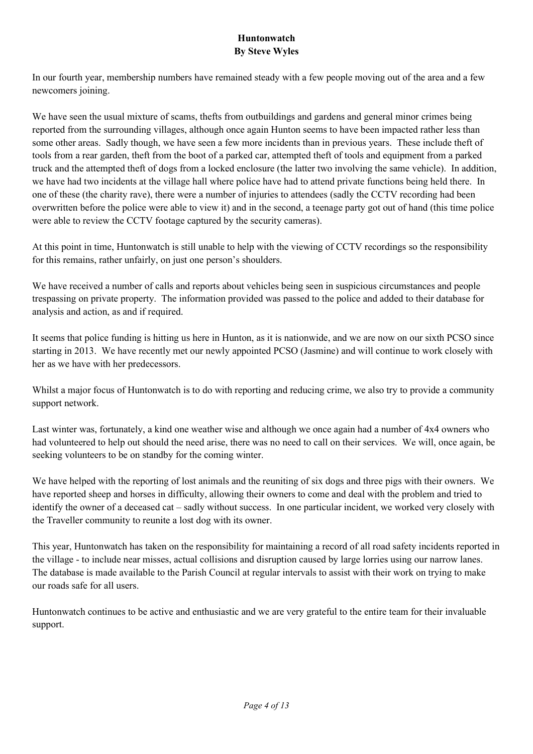# Huntonwatch

**By Steve Wyles**

In our fourth year, membership numbers have remained steady with a few people moving out of the area and a few newcomers joining.

We have seen the usual mixture of scams, thefts from outbuildings and gardens and general minor crimes being reported from the surrounding villages, although once again Hunton seems to have been impacted rather less than some other areas. Sadly though, we have seen a few more incidents than in previous years. These include theft of tools from a rear garden, theft from the boot of a parked car, attempted theft of tools and equipment from a parked truck and the attempted theft of dogs from a locked enclosure (the latter two involving the same vehicle). In addition, we have had two incidents at the village hall where police have had to attend private functions being held there. In one of these (the charity rave), there were a number of injuries to attendees (sadly the CCTV recording had been overwritten before the police were able to view it) and in the second, a teenage party got out of hand (this time police were able to review the CCTV footage captured by the security cameras).

At this point in time, Huntonwatch is still unable to help with the viewing of CCTV recordings so the responsibility for this remains, rather unfairly, on just one person's shoulders.

We have received a number of calls and reports about vehicles being seen in suspicious circumstances and people trespassing on private property. The information provided was passed to the police and added to their database for analysis and action, as and if required.

It seems that police funding is hitting us here in Hunton, as it is nationwide, and we are now on our sixth PCSO since starting in 2013. We have recently met our newly appointed PCSO (Jasmine) and will continue to work closely with her as we have with her predecessors.

Whilst a major focus of Huntonwatch is to do with reporting and reducing crime, we also try to provide a community support network.

Last winter was, fortunately, a kind one weather wise and although we once again had a number of 4x4 owners who had volunteered to help out should the need arise, there was no need to call on their services. We will, once again, be seeking volunteers to be on standby for the coming winter.

We have helped with the reporting of lost animals and the reuniting of six dogs and three pigs with their owners. We have reported sheep and horses in difficulty, allowing their owners to come and deal with the problem and tried to identify the owner of a deceased cat – sadly without success. In one particular incident, we worked very closely with the Traveller community to reunite a lost dog with its owner.

This year, Huntonwatch has taken on the responsibility for maintaining a record of all road safety incidents reported in the village - to include near misses, actual collisions and disruption caused by large lorries using our narrow lanes. The database is made available to the Parish Council at regular intervals to assist with their work on trying to make our roads safe for all users.

Huntonwatch continues to be active and enthusiastic and we are very grateful to the entire team for their invaluable support.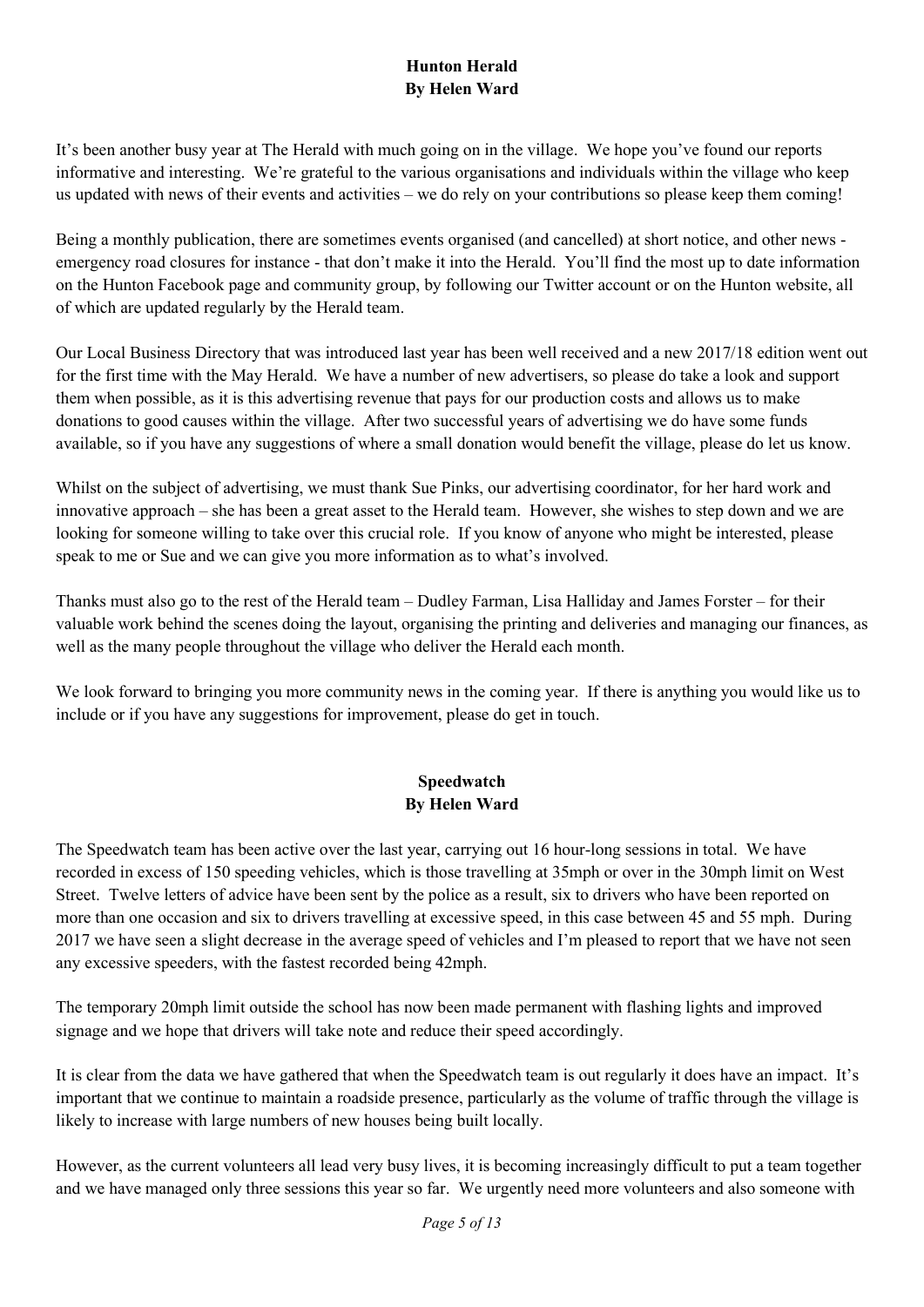## Hunton Herald
**By Helen Ward**

It's been another busy year at The Herald with much going on in the village. We hope you've found our reports informative and interesting. We're grateful to the various organisations and individuals within the village who keep us updated with news of their events and activities – we do rely on your contributions so please keep them coming!

Being a monthly publication, there are sometimes events organised (and cancelled) at short notice, and other news - emergency road closures for instance - that don't make it into the Herald. You'll find the most up to date information on the Hunton Facebook page and community group, by following our Twitter account or on the Hunton website, all of which are updated regularly by the Herald team.

Our Local Business Directory that was introduced last year has been well received and a new 2017/18 edition went out for the first time with the May Herald. We have a number of new advertisers, so please do take a look and support them when possible, as it is this advertising revenue that pays for our production costs and allows us to make donations to good causes within the village. After two successful years of advertising we do have some funds available, so if you have any suggestions of where a small donation would benefit the village, please do let us know.

Whilst on the subject of advertising, we must thank Sue Pinks, our advertising coordinator, for her hard work and innovative approach – she has been a great asset to the Herald team. However, she wishes to step down and we are looking for someone willing to take over this crucial role. If you know of anyone who might be interested, please speak to me or Sue and we can give you more information as to what's involved.

Thanks must also go to the rest of the Herald team – Dudley Farman, Lisa Halliday and James Forster – for their valuable work behind the scenes doing the layout, organising the printing and deliveries and managing our finances, as well as the many people throughout the village who deliver the Herald each month.

We look forward to bringing you more community news in the coming year. If there is anything you would like us to include or if you have any suggestions for improvement, please do get in touch.

## Speedwatch
**By Helen Ward**

The Speedwatch team has been active over the last year, carrying out 16 hour-long sessions in total. We have recorded in excess of 150 speeding vehicles, which is those travelling at 35mph or over in the 30mph limit on West Street. Twelve letters of advice have been sent by the police as a result, six to drivers who have been reported on more than one occasion and six to drivers travelling at excessive speed, in this case between 45 and 55 mph. During 2017 we have seen a slight decrease in the average speed of vehicles and I'm pleased to report that we have not seen any excessive speeders, with the fastest recorded being 42mph.

The temporary 20mph limit outside the school has now been made permanent with flashing lights and improved signage and we hope that drivers will take note and reduce their speed accordingly.

It is clear from the data we have gathered that when the Speedwatch team is out regularly it does have an impact. It's important that we continue to maintain a roadside presence, particularly as the volume of traffic through the village is likely to increase with large numbers of new houses being built locally.

However, as the current volunteers all lead very busy lives, it is becoming increasingly difficult to put a team together and we have managed only three sessions this year so far. We urgently need more volunteers and also someone with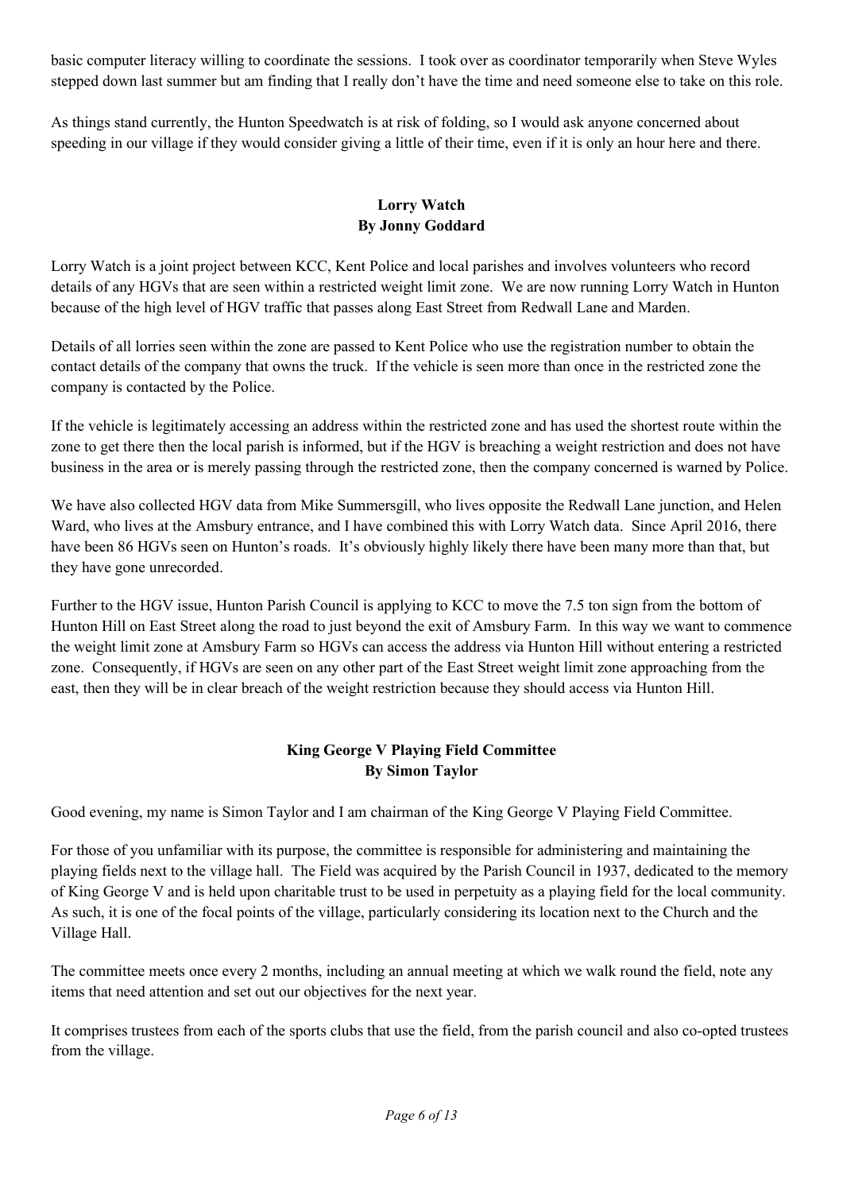basic computer literacy willing to coordinate the sessions. I took over as coordinator temporarily when Steve Wyles stepped down last summer but am finding that I really don't have the time and need someone else to take on this role.

As things stand currently, the Hunton Speedwatch is at risk of folding, so I would ask anyone concerned about speeding in our village if they would consider giving a little of their time, even if it is only an hour here and there.

## Lorry Watch
### By Jonny Goddard

Lorry Watch is a joint project between KCC, Kent Police and local parishes and involves volunteers who record details of any HGVs that are seen within a restricted weight limit zone. We are now running Lorry Watch in Hunton because of the high level of HGV traffic that passes along East Street from Redwall Lane and Marden.

Details of all lorries seen within the zone are passed to Kent Police who use the registration number to obtain the contact details of the company that owns the truck. If the vehicle is seen more than once in the restricted zone the company is contacted by the Police.

If the vehicle is legitimately accessing an address within the restricted zone and has used the shortest route within the zone to get there then the local parish is informed, but if the HGV is breaching a weight restriction and does not have business in the area or is merely passing through the restricted zone, then the company concerned is warned by Police.

We have also collected HGV data from Mike Summersgill, who lives opposite the Redwall Lane junction, and Helen Ward, who lives at the Amsbury entrance, and I have combined this with Lorry Watch data. Since April 2016, there have been 86 HGVs seen on Hunton's roads. It's obviously highly likely there have been many more than that, but they have gone unrecorded.

Further to the HGV issue, Hunton Parish Council is applying to KCC to move the 7.5 ton sign from the bottom of Hunton Hill on East Street along the road to just beyond the exit of Amsbury Farm. In this way we want to commence the weight limit zone at Amsbury Farm so HGVs can access the address via Hunton Hill without entering a restricted zone. Consequently, if HGVs are seen on any other part of the East Street weight limit zone approaching from the east, then they will be in clear breach of the weight restriction because they should access via Hunton Hill.

## King George V Playing Field Committee
### By Simon Taylor

Good evening, my name is Simon Taylor and I am chairman of the King George V Playing Field Committee.

For those of you unfamiliar with its purpose, the committee is responsible for administering and maintaining the playing fields next to the village hall. The Field was acquired by the Parish Council in 1937, dedicated to the memory of King George V and is held upon charitable trust to be used in perpetuity as a playing field for the local community. As such, it is one of the focal points of the village, particularly considering its location next to the Church and the Village Hall.

The committee meets once every 2 months, including an annual meeting at which we walk round the field, note any items that need attention and set out our objectives for the next year.

It comprises trustees from each of the sports clubs that use the field, from the parish council and also co-opted trustees from the village.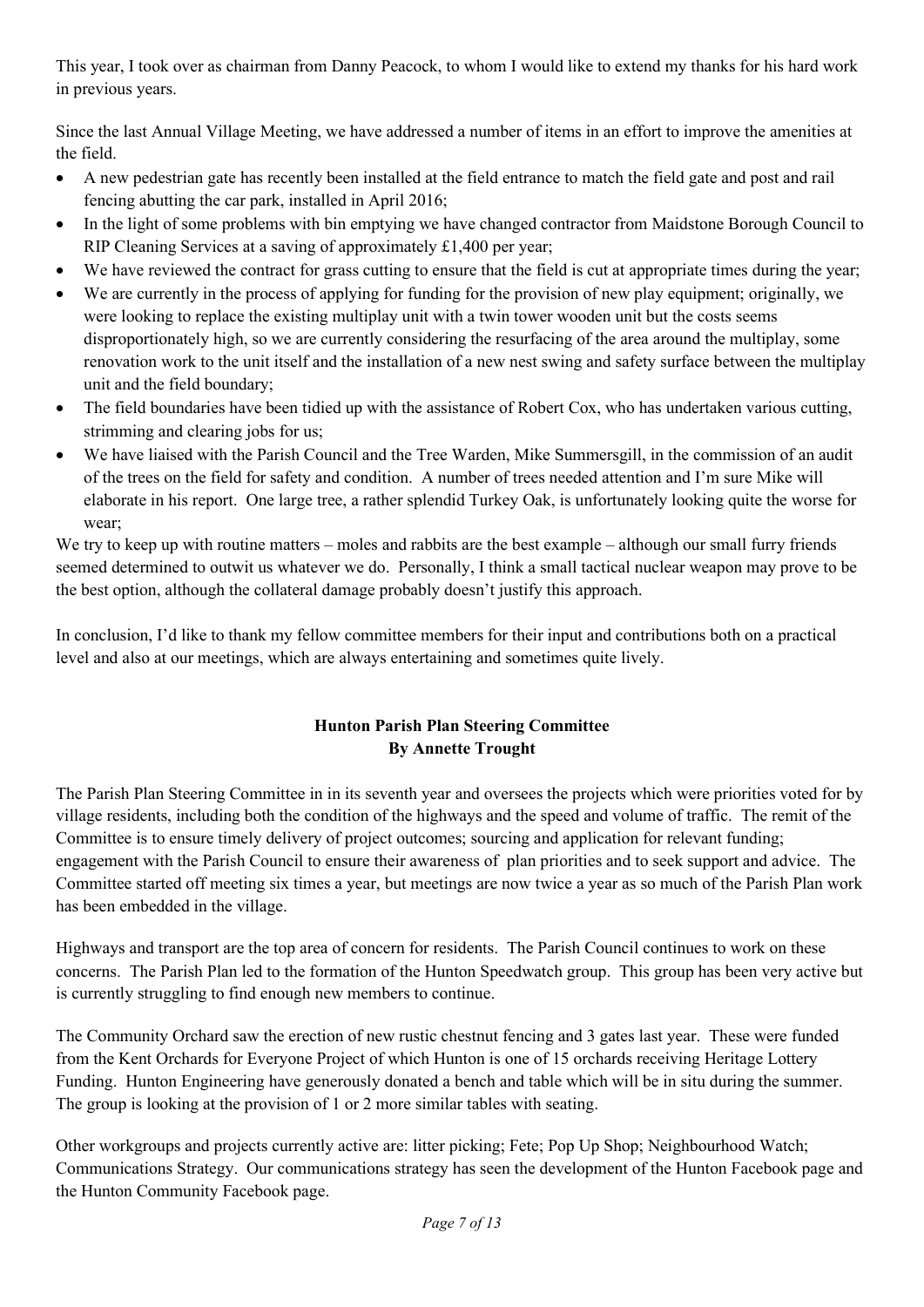This year, I took over as chairman from Danny Peacock, to whom I would like to extend my thanks for his hard work in previous years.

Since the last Annual Village Meeting, we have addressed a number of items in an effort to improve the amenities at the field.

- A new pedestrian gate has recently been installed at the field entrance to match the field gate and post and rail fencing abutting the car park, installed in April 2016;
- In the light of some problems with bin emptying we have changed contractor from Maidstone Borough Council to RIP Cleaning Services at a saving of approximately £1,400 per year;
- We have reviewed the contract for grass cutting to ensure that the field is cut at appropriate times during the year;
- We are currently in the process of applying for funding for the provision of new play equipment; originally, we were looking to replace the existing multiplay unit with a twin tower wooden unit but the costs seems disproportionately high, so we are currently considering the resurfacing of the area around the multiplay, some renovation work to the unit itself and the installation of a new nest swing and safety surface between the multiplay unit and the field boundary;
- The field boundaries have been tidied up with the assistance of Robert Cox, who has undertaken various cutting, strimming and clearing jobs for us;
- We have liaised with the Parish Council and the Tree Warden, Mike Summersgill, in the commission of an audit of the trees on the field for safety and condition. A number of trees needed attention and I'm sure Mike will elaborate in his report. One large tree, a rather splendid Turkey Oak, is unfortunately looking quite the worse for wear;

We try to keep up with routine matters – moles and rabbits are the best example – although our small furry friends seemed determined to outwit us whatever we do. Personally, I think a small tactical nuclear weapon may prove to be the best option, although the collateral damage probably doesn't justify this approach.

In conclusion, I'd like to thank my fellow committee members for their input and contributions both on a practical level and also at our meetings, which are always entertaining and sometimes quite lively.

## Hunton Parish Plan Steering Committee
**By Annette Trought**

The Parish Plan Steering Committee in in its seventh year and oversees the projects which were priorities voted for by village residents, including both the condition of the highways and the speed and volume of traffic. The remit of the Committee is to ensure timely delivery of project outcomes; sourcing and application for relevant funding; engagement with the Parish Council to ensure their awareness of plan priorities and to seek support and advice. The Committee started off meeting six times a year, but meetings are now twice a year as so much of the Parish Plan work has been embedded in the village.

Highways and transport are the top area of concern for residents. The Parish Council continues to work on these concerns. The Parish Plan led to the formation of the Hunton Speedwatch group. This group has been very active but is currently struggling to find enough new members to continue.

The Community Orchard saw the erection of new rustic chestnut fencing and 3 gates last year. These were funded from the Kent Orchards for Everyone Project of which Hunton is one of 15 orchards receiving Heritage Lottery Funding. Hunton Engineering have generously donated a bench and table which will be in situ during the summer. The group is looking at the provision of 1 or 2 more similar tables with seating.

Other workgroups and projects currently active are: litter picking; Fete; Pop Up Shop; Neighbourhood Watch; Communications Strategy. Our communications strategy has seen the development of the Hunton Facebook page and the Hunton Community Facebook page.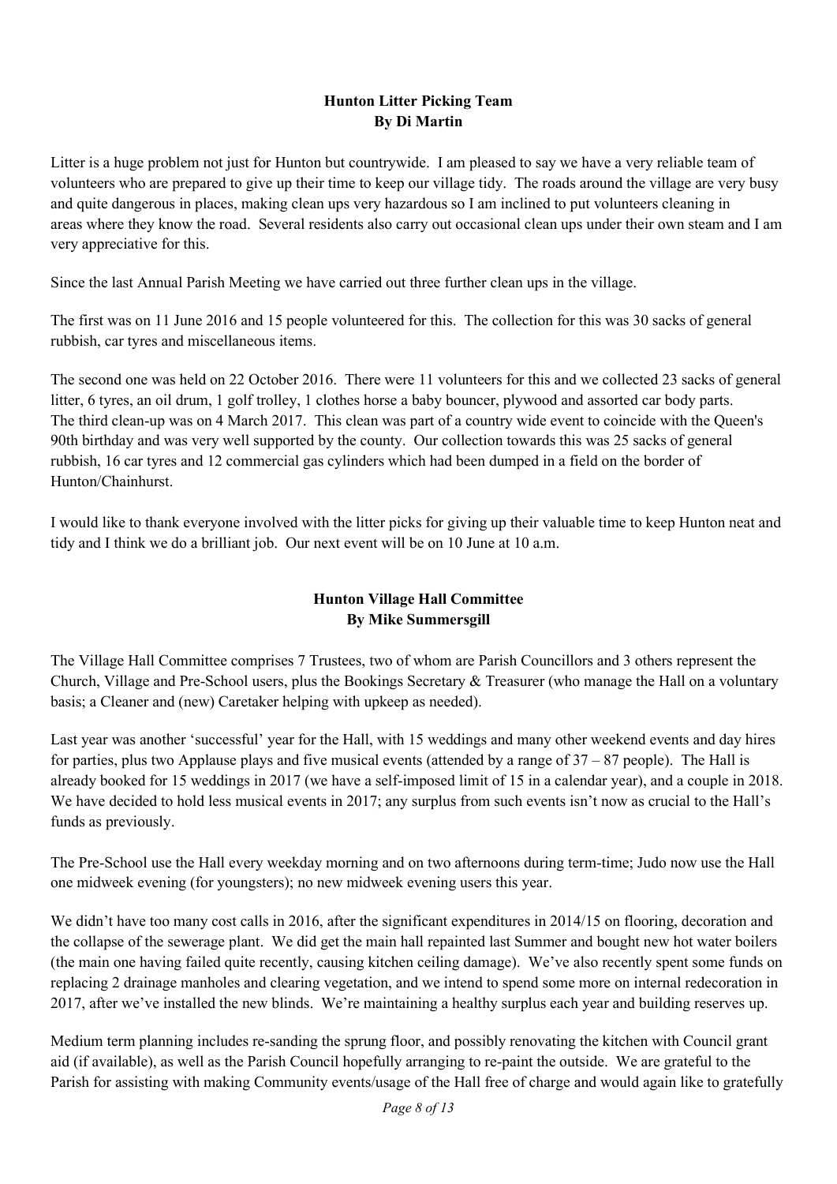## Hunton Litter Picking Team
### By Di Martin

Litter is a huge problem not just for Hunton but countrywide. I am pleased to say we have a very reliable team of volunteers who are prepared to give up their time to keep our village tidy. The roads around the village are very busy and quite dangerous in places, making clean ups very hazardous so I am inclined to put volunteers cleaning in areas where they know the road. Several residents also carry out occasional clean ups under their own steam and I am very appreciative for this.

Since the last Annual Parish Meeting we have carried out three further clean ups in the village.

The first was on 11 June 2016 and 15 people volunteered for this. The collection for this was 30 sacks of general rubbish, car tyres and miscellaneous items.

The second one was held on 22 October 2016. There were 11 volunteers for this and we collected 23 sacks of general litter, 6 tyres, an oil drum, 1 golf trolley, 1 clothes horse a baby bouncer, plywood and assorted car body parts. The third clean-up was on 4 March 2017. This clean was part of a country wide event to coincide with the Queen's 90th birthday and was very well supported by the county. Our collection towards this was 25 sacks of general rubbish, 16 car tyres and 12 commercial gas cylinders which had been dumped in a field on the border of Hunton/Chainhurst.

I would like to thank everyone involved with the litter picks for giving up their valuable time to keep Hunton neat and tidy and I think we do a brilliant job. Our next event will be on 10 June at 10 a.m.

## Hunton Village Hall Committee
### By Mike Summersgill

The Village Hall Committee comprises 7 Trustees, two of whom are Parish Councillors and 3 others represent the Church, Village and Pre-School users, plus the Bookings Secretary & Treasurer (who manage the Hall on a voluntary basis; a Cleaner and (new) Caretaker helping with upkeep as needed).

Last year was another 'successful' year for the Hall, with 15 weddings and many other weekend events and day hires for parties, plus two Applause plays and five musical events (attended by a range of 37 – 87 people). The Hall is already booked for 15 weddings in 2017 (we have a self-imposed limit of 15 in a calendar year), and a couple in 2018. We have decided to hold less musical events in 2017; any surplus from such events isn't now as crucial to the Hall's funds as previously.

The Pre-School use the Hall every weekday morning and on two afternoons during term-time; Judo now use the Hall one midweek evening (for youngsters); no new midweek evening users this year.

We didn't have too many cost calls in 2016, after the significant expenditures in 2014/15 on flooring, decoration and the collapse of the sewerage plant. We did get the main hall repainted last Summer and bought new hot water boilers (the main one having failed quite recently, causing kitchen ceiling damage). We've also recently spent some funds on replacing 2 drainage manholes and clearing vegetation, and we intend to spend some more on internal redecoration in 2017, after we've installed the new blinds. We're maintaining a healthy surplus each year and building reserves up.

Medium term planning includes re-sanding the sprung floor, and possibly renovating the kitchen with Council grant aid (if available), as well as the Parish Council hopefully arranging to re-paint the outside. We are grateful to the Parish for assisting with making Community events/usage of the Hall free of charge and would again like to gratefully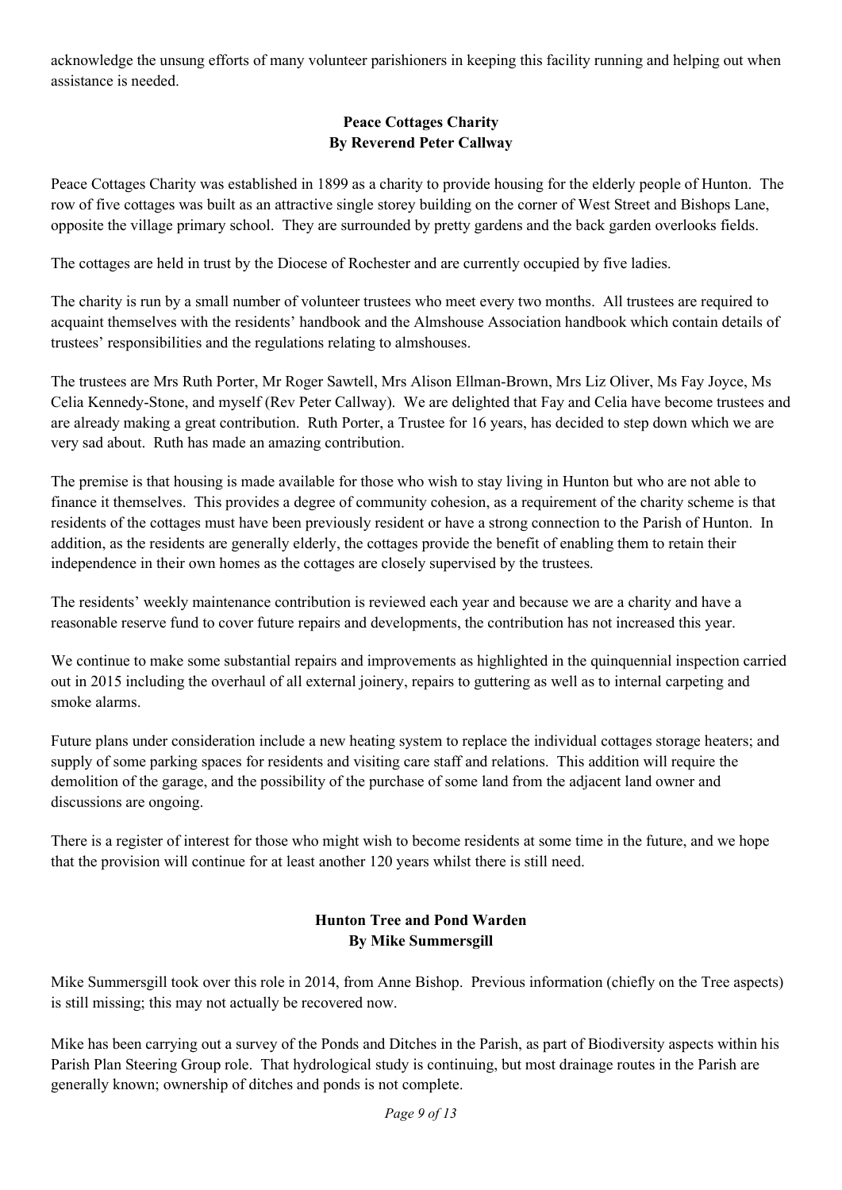acknowledge the unsung efforts of many volunteer parishioners in keeping this facility running and helping out when assistance is needed.

## Peace Cottages Charity
**By Reverend Peter Callway**

Peace Cottages Charity was established in 1899 as a charity to provide housing for the elderly people of Hunton. The row of five cottages was built as an attractive single storey building on the corner of West Street and Bishops Lane, opposite the village primary school. They are surrounded by pretty gardens and the back garden overlooks fields.

The cottages are held in trust by the Diocese of Rochester and are currently occupied by five ladies.

The charity is run by a small number of volunteer trustees who meet every two months. All trustees are required to acquaint themselves with the residents' handbook and the Almshouse Association handbook which contain details of trustees' responsibilities and the regulations relating to almshouses.

The trustees are Mrs Ruth Porter, Mr Roger Sawtell, Mrs Alison Ellman-Brown, Mrs Liz Oliver, Ms Fay Joyce, Ms Celia Kennedy-Stone, and myself (Rev Peter Callway). We are delighted that Fay and Celia have become trustees and are already making a great contribution. Ruth Porter, a Trustee for 16 years, has decided to step down which we are very sad about. Ruth has made an amazing contribution.

The premise is that housing is made available for those who wish to stay living in Hunton but who are not able to finance it themselves. This provides a degree of community cohesion, as a requirement of the charity scheme is that residents of the cottages must have been previously resident or have a strong connection to the Parish of Hunton. In addition, as the residents are generally elderly, the cottages provide the benefit of enabling them to retain their independence in their own homes as the cottages are closely supervised by the trustees.

The residents' weekly maintenance contribution is reviewed each year and because we are a charity and have a reasonable reserve fund to cover future repairs and developments, the contribution has not increased this year.

We continue to make some substantial repairs and improvements as highlighted in the quinquennial inspection carried out in 2015 including the overhaul of all external joinery, repairs to guttering as well as to internal carpeting and smoke alarms.

Future plans under consideration include a new heating system to replace the individual cottages storage heaters; and supply of some parking spaces for residents and visiting care staff and relations. This addition will require the demolition of the garage, and the possibility of the purchase of some land from the adjacent land owner and discussions are ongoing.

There is a register of interest for those who might wish to become residents at some time in the future, and we hope that the provision will continue for at least another 120 years whilst there is still need.

## Hunton Tree and Pond Warden
**By Mike Summersgill**

Mike Summersgill took over this role in 2014, from Anne Bishop. Previous information (chiefly on the Tree aspects) is still missing; this may not actually be recovered now.

Mike has been carrying out a survey of the Ponds and Ditches in the Parish, as part of Biodiversity aspects within his Parish Plan Steering Group role. That hydrological study is continuing, but most drainage routes in the Parish are generally known; ownership of ditches and ponds is not complete.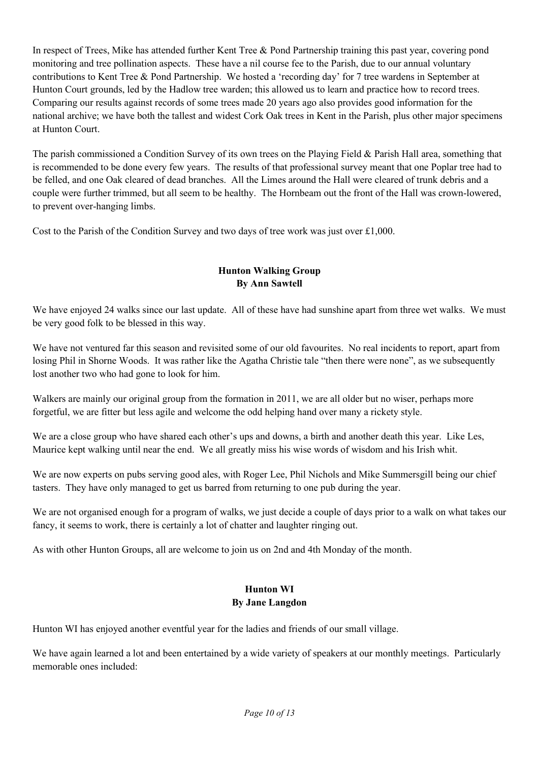In respect of Trees, Mike has attended further Kent Tree & Pond Partnership training this past year, covering pond monitoring and tree pollination aspects. These have a nil course fee to the Parish, due to our annual voluntary contributions to Kent Tree & Pond Partnership. We hosted a 'recording day' for 7 tree wardens in September at Hunton Court grounds, led by the Hadlow tree warden; this allowed us to learn and practice how to record trees. Comparing our results against records of some trees made 20 years ago also provides good information for the national archive; we have both the tallest and widest Cork Oak trees in Kent in the Parish, plus other major specimens at Hunton Court.

The parish commissioned a Condition Survey of its own trees on the Playing Field & Parish Hall area, something that is recommended to be done every few years. The results of that professional survey meant that one Poplar tree had to be felled, and one Oak cleared of dead branches. All the Limes around the Hall were cleared of trunk debris and a couple were further trimmed, but all seem to be healthy. The Hornbeam out the front of the Hall was crown-lowered, to prevent over-hanging limbs.

Cost to the Parish of the Condition Survey and two days of tree work was just over £1,000.

## Hunton Walking Group
**By Ann Sawtell**

We have enjoyed 24 walks since our last update. All of these have had sunshine apart from three wet walks. We must be very good folk to be blessed in this way.

We have not ventured far this season and revisited some of our old favourites. No real incidents to report, apart from losing Phil in Shorne Woods. It was rather like the Agatha Christie tale "then there were none", as we subsequently lost another two who had gone to look for him.

Walkers are mainly our original group from the formation in 2011, we are all older but no wiser, perhaps more forgetful, we are fitter but less agile and welcome the odd helping hand over many a rickety style.

We are a close group who have shared each other's ups and downs, a birth and another death this year. Like Les, Maurice kept walking until near the end. We all greatly miss his wise words of wisdom and his Irish whit.

We are now experts on pubs serving good ales, with Roger Lee, Phil Nichols and Mike Summersgill being our chief tasters. They have only managed to get us barred from returning to one pub during the year.

We are not organised enough for a program of walks, we just decide a couple of days prior to a walk on what takes our fancy, it seems to work, there is certainly a lot of chatter and laughter ringing out.

As with other Hunton Groups, all are welcome to join us on 2nd and 4th Monday of the month.

## Hunton WI
**By Jane Langdon**

Hunton WI has enjoyed another eventful year for the ladies and friends of our small village.

We have again learned a lot and been entertained by a wide variety of speakers at our monthly meetings. Particularly memorable ones included: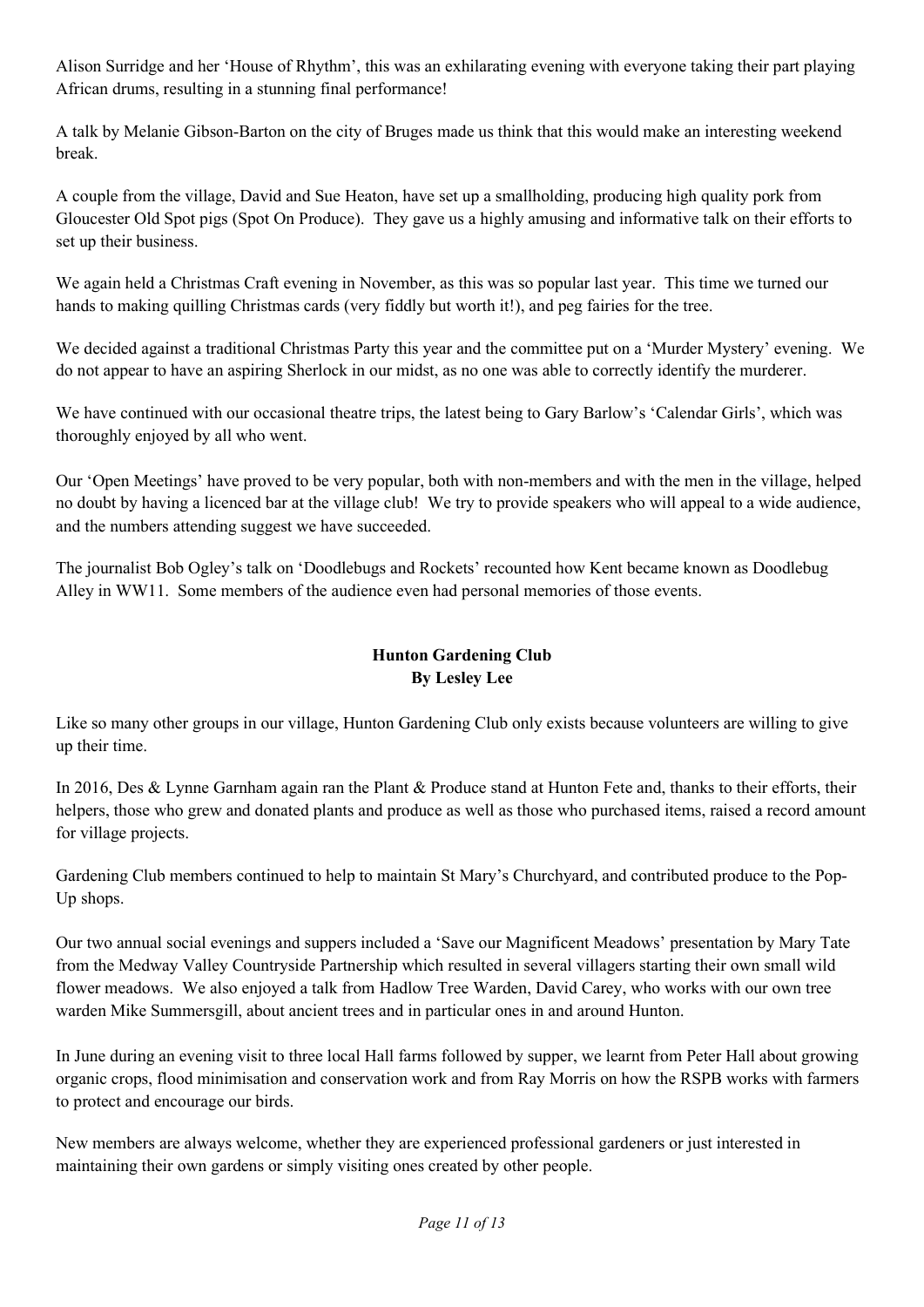Alison Surridge and her 'House of Rhythm', this was an exhilarating evening with everyone taking their part playing African drums, resulting in a stunning final performance!

A talk by Melanie Gibson-Barton on the city of Bruges made us think that this would make an interesting weekend break.

A couple from the village, David and Sue Heaton, have set up a smallholding, producing high quality pork from Gloucester Old Spot pigs (Spot On Produce). They gave us a highly amusing and informative talk on their efforts to set up their business.

We again held a Christmas Craft evening in November, as this was so popular last year. This time we turned our hands to making quilling Christmas cards (very fiddly but worth it!), and peg fairies for the tree.

We decided against a traditional Christmas Party this year and the committee put on a 'Murder Mystery' evening. We do not appear to have an aspiring Sherlock in our midst, as no one was able to correctly identify the murderer.

We have continued with our occasional theatre trips, the latest being to Gary Barlow's 'Calendar Girls', which was thoroughly enjoyed by all who went.

Our 'Open Meetings' have proved to be very popular, both with non-members and with the men in the village, helped no doubt by having a licenced bar at the village club! We try to provide speakers who will appeal to a wide audience, and the numbers attending suggest we have succeeded.

The journalist Bob Ogley's talk on 'Doodlebugs and Rockets' recounted how Kent became known as Doodlebug Alley in WW11. Some members of the audience even had personal memories of those events.

## Hunton Gardening Club
**By Lesley Lee**

Like so many other groups in our village, Hunton Gardening Club only exists because volunteers are willing to give up their time.

In 2016, Des & Lynne Garnham again ran the Plant & Produce stand at Hunton Fete and, thanks to their efforts, their helpers, those who grew and donated plants and produce as well as those who purchased items, raised a record amount for village projects.

Gardening Club members continued to help to maintain St Mary's Churchyard, and contributed produce to the Pop-Up shops.

Our two annual social evenings and suppers included a 'Save our Magnificent Meadows' presentation by Mary Tate from the Medway Valley Countryside Partnership which resulted in several villagers starting their own small wild flower meadows. We also enjoyed a talk from Hadlow Tree Warden, David Carey, who works with our own tree warden Mike Summersgill, about ancient trees and in particular ones in and around Hunton.

In June during an evening visit to three local Hall farms followed by supper, we learnt from Peter Hall about growing organic crops, flood minimisation and conservation work and from Ray Morris on how the RSPB works with farmers to protect and encourage our birds.

New members are always welcome, whether they are experienced professional gardeners or just interested in maintaining their own gardens or simply visiting ones created by other people.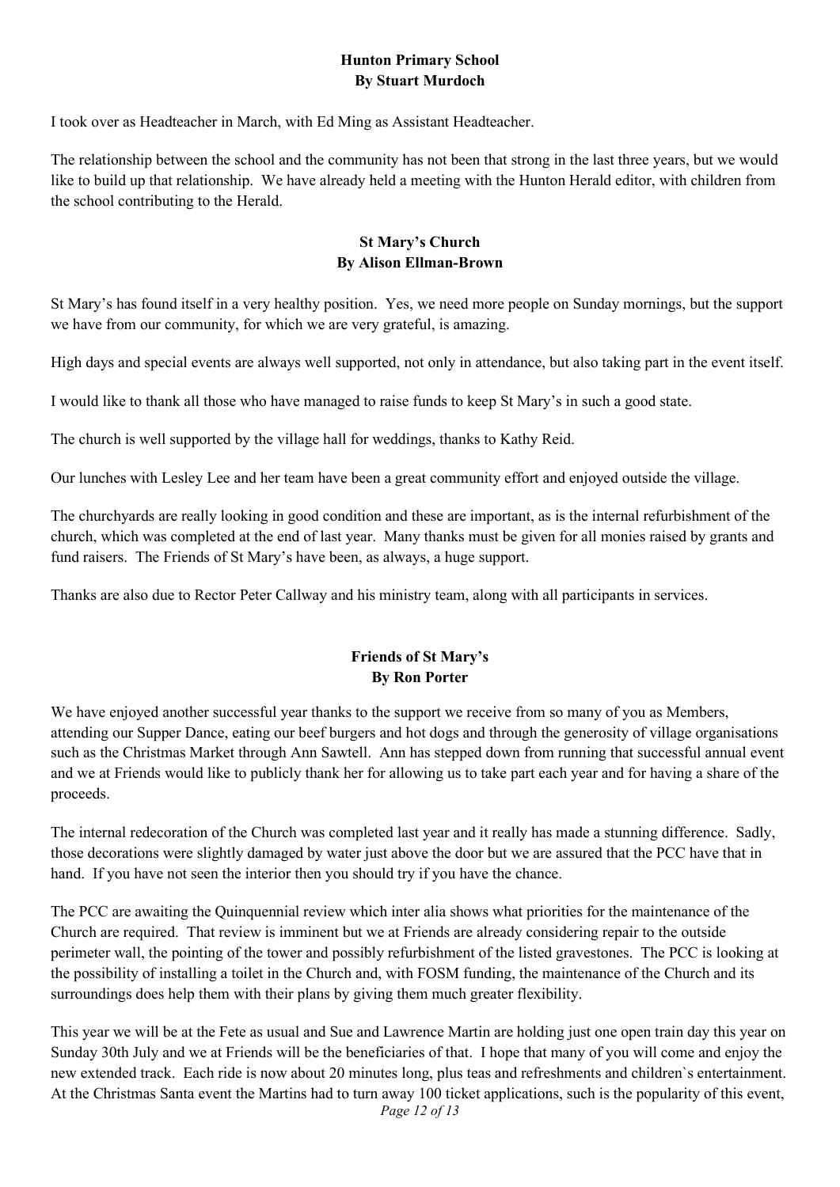## Hunton Primary School
**By Stuart Murdoch**

I took over as Headteacher in March, with Ed Ming as Assistant Headteacher.

The relationship between the school and the community has not been that strong in the last three years, but we would like to build up that relationship. We have already held a meeting with the Hunton Herald editor, with children from the school contributing to the Herald.

## St Mary's Church
**By Alison Ellman-Brown**

St Mary's has found itself in a very healthy position. Yes, we need more people on Sunday mornings, but the support we have from our community, for which we are very grateful, is amazing.

High days and special events are always well supported, not only in attendance, but also taking part in the event itself.

I would like to thank all those who have managed to raise funds to keep St Mary's in such a good state.

The church is well supported by the village hall for weddings, thanks to Kathy Reid.

Our lunches with Lesley Lee and her team have been a great community effort and enjoyed outside the village.

The churchyards are really looking in good condition and these are important, as is the internal refurbishment of the church, which was completed at the end of last year. Many thanks must be given for all monies raised by grants and fund raisers. The Friends of St Mary's have been, as always, a huge support.

Thanks are also due to Rector Peter Callway and his ministry team, along with all participants in services.

## Friends of St Mary's
**By Ron Porter**

We have enjoyed another successful year thanks to the support we receive from so many of you as Members, attending our Supper Dance, eating our beef burgers and hot dogs and through the generosity of village organisations such as the Christmas Market through Ann Sawtell. Ann has stepped down from running that successful annual event and we at Friends would like to publicly thank her for allowing us to take part each year and for having a share of the proceeds.

The internal redecoration of the Church was completed last year and it really has made a stunning difference. Sadly, those decorations were slightly damaged by water just above the door but we are assured that the PCC have that in hand. If you have not seen the interior then you should try if you have the chance.

The PCC are awaiting the Quinquennial review which inter alia shows what priorities for the maintenance of the Church are required. That review is imminent but we at Friends are already considering repair to the outside perimeter wall, the pointing of the tower and possibly refurbishment of the listed gravestones. The PCC is looking at the possibility of installing a toilet in the Church and, with FOSM funding, the maintenance of the Church and its surroundings does help them with their plans by giving them much greater flexibility.

This year we will be at the Fete as usual and Sue and Lawrence Martin are holding just one open train day this year on Sunday 30th July and we at Friends will be the beneficiaries of that. I hope that many of you will come and enjoy the new extended track. Each ride is now about 20 minutes long, plus teas and refreshments and children`s entertainment. At the Christmas Santa event the Martins had to turn away 100 ticket applications, such is the popularity of this event,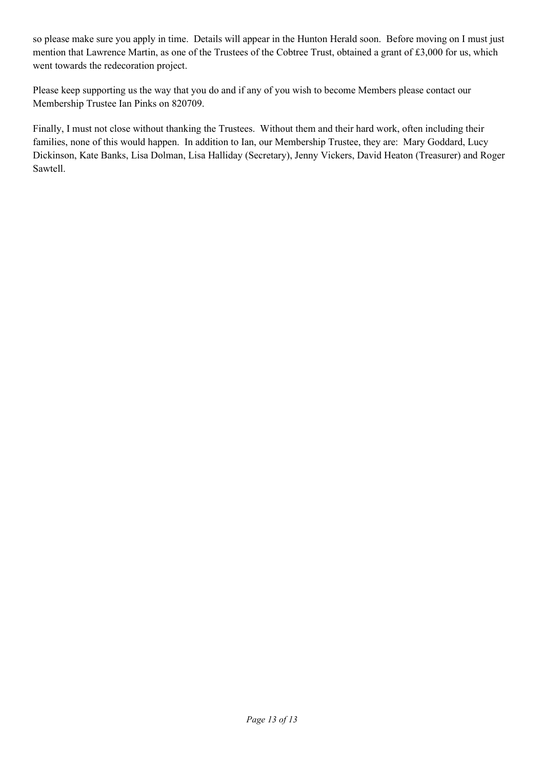so please make sure you apply in time. Details will appear in the Hunton Herald soon. Before moving on I must just mention that Lawrence Martin, as one of the Trustees of the Cobtree Trust, obtained a grant of £3,000 for us, which went towards the redecoration project.

Please keep supporting us the way that you do and if any of you wish to become Members please contact our Membership Trustee Ian Pinks on 820709.

Finally, I must not close without thanking the Trustees. Without them and their hard work, often including their families, none of this would happen. In addition to Ian, our Membership Trustee, they are: Mary Goddard, Lucy Dickinson, Kate Banks, Lisa Dolman, Lisa Halliday (Secretary), Jenny Vickers, David Heaton (Treasurer) and Roger Sawtell.